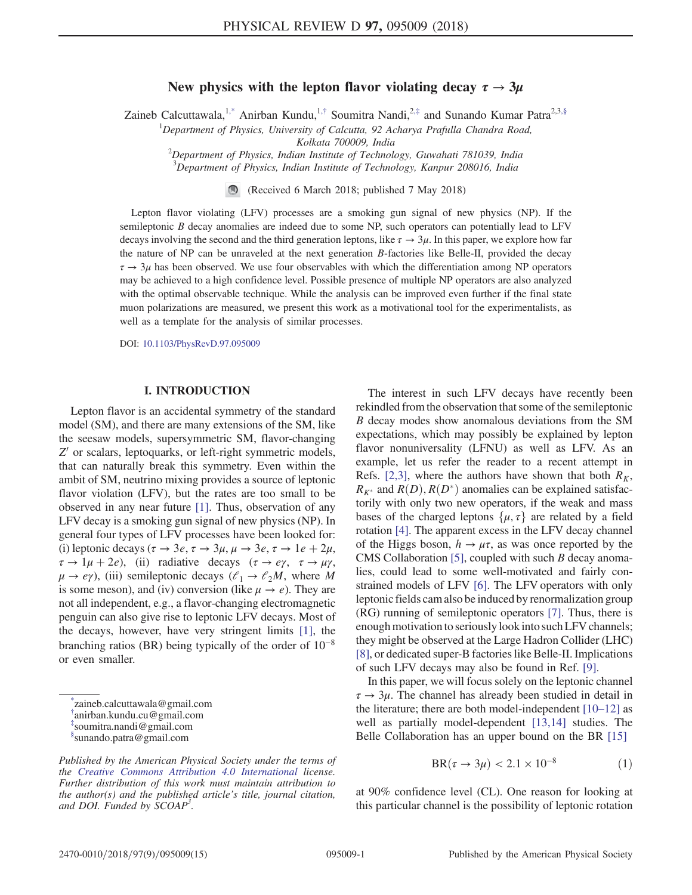# New physics with the lepton flavor violating decay $\tau \to 3\mu$

Zaineb Calcuttawala,[1,*] Anirban Kundu,[1,†] Soumitra Nandi,[2,‡] and Sunando Kumar Patra[2,3,§]

[1]Department of Physics, University of Calcutta, 92 Acharya Prafulla Chandra Road, Kolkata 700009, India

[2]Department of Physics, Indian Institute of Technology, Guwahati 781039, India

[3]Department of Physics, Indian Institute of Technology, Kanpur 208016, India

(Received 6 March 2018; published 7 May 2018)

Lepton flavor violating (LFV) processes are a smoking gun signal of new physics (NP). If the semileptonic $B$ decay anomalies are indeed due to some NP, such operators can potentially lead to LFV decays involving the second and the third generation leptons, like $\tau \to 3\mu$. In this paper, we explore how far the nature of NP can be unraveled at the next generation $B$-factories like Belle-II, provided the decay $\tau \to 3\mu$ has been observed. We use four observables with which the differentiation among NP operators may be achieved to a high confidence level. Possible presence of multiple NP operators are also analyzed with the optimal observable technique. While the analysis can be improved even further if the final state muon polarizations are measured, we present this work as a motivational tool for the experimentalists, as well as a template for the analysis of similar processes.

DOI: 10.1103/PhysRevD.97.095009

## I. INTRODUCTION

Lepton flavor is an accidental symmetry of the standard model (SM), and there are many extensions of the SM, like the seesaw models, supersymmetric SM, flavor-changing $Z'$ or scalars, leptoquarks, or left-right symmetric models, that can naturally break this symmetry. Even within the ambit of SM, neutrino mixing provides a source of leptonic flavor violation (LFV), but the rates are too small to be observed in any near future [1]. Thus, observation of any LFV decay is a smoking gun signal of new physics (NP). In general four types of LFV processes have been looked for: (i) leptonic decays ($\tau \to 3e, \tau \to 3\mu, \mu \to 3e, \tau \to 1e + 2\mu$, $\tau \to 1\mu + 2e$), (ii) radiative decays ($\tau \to e\gamma$, $\tau \to \mu\gamma$, $\mu \to e\gamma$), (iii) semileptonic decays ($\ell_1 \to \ell_2 M$, where $M$ is some meson), and (iv) conversion (like $\mu \to e$). They are not all independent, e.g., a flavor-changing electromagnetic penguin can also give rise to leptonic LFV decays. Most of the decays, however, have very stringent limits [1], the branching ratios (BR) being typically of the order of $10^{-8}$ or even smaller.

The interest in such LFV decays have recently been rekindled from the observation that some of the semileptonic $B$ decay modes show anomalous deviations from the SM expectations, which may possibly be explained by lepton flavor nonuniversality (LFNU) as well as LFV. As an example, let us refer the reader to a recent attempt in Refs. [2,3], where the authors have shown that both $R_K$, $R_{K^*}$ and $R(D), R(D^*)$ anomalies can be explained satisfactorily with only two new operators, if the weak and mass bases of the charged leptons $\{\mu, \tau\}$ are related by a field rotation [4]. The apparent excess in the LFV decay channel of the Higgs boson, $h \to \mu\tau$, as was once reported by the CMS Collaboration [5], coupled with such $B$ decay anomalies, could lead to some well-motivated and fairly constrained models of LFV [6]. The LFV operators with only leptonic fields cam also be induced by renormalization group (RG) running of semileptonic operators [7]. Thus, there is enough motivation to seriously look into such LFV channels; they might be observed at the Large Hadron Collider (LHC) [8], or dedicated super-B factories like Belle-II. Implications of such LFV decays may also be found in Ref. [9].

In this paper, we will focus solely on the leptonic channel $\tau \to 3\mu$. The channel has already been studied in detail in the literature; there are both model-independent [10–12] as well as partially model-dependent [13,14] studies. The Belle Collaboration has an upper bound on the BR [15]

$$
\mathrm{BR}(\tau \to 3\mu) < 2.1 \times 10^{-8} \tag{1}
$$

at 90% confidence level (CL). One reason for looking at this particular channel is the possibility of leptonic rotation

---

[*]zaineb.calcuttawala@gmail.com
[†]anirban.kundu.cu@gmail.com
[‡]soumitra.nandi@gmail.com
[§]sunando.patra@gmail.com

*Published by the American Physical Society under the terms of the Creative Commons Attribution 4.0 International license. Further distribution of this work must maintain attribution to the author(s) and the published article's title, journal citation, and DOI. Funded by SCOAP[3].*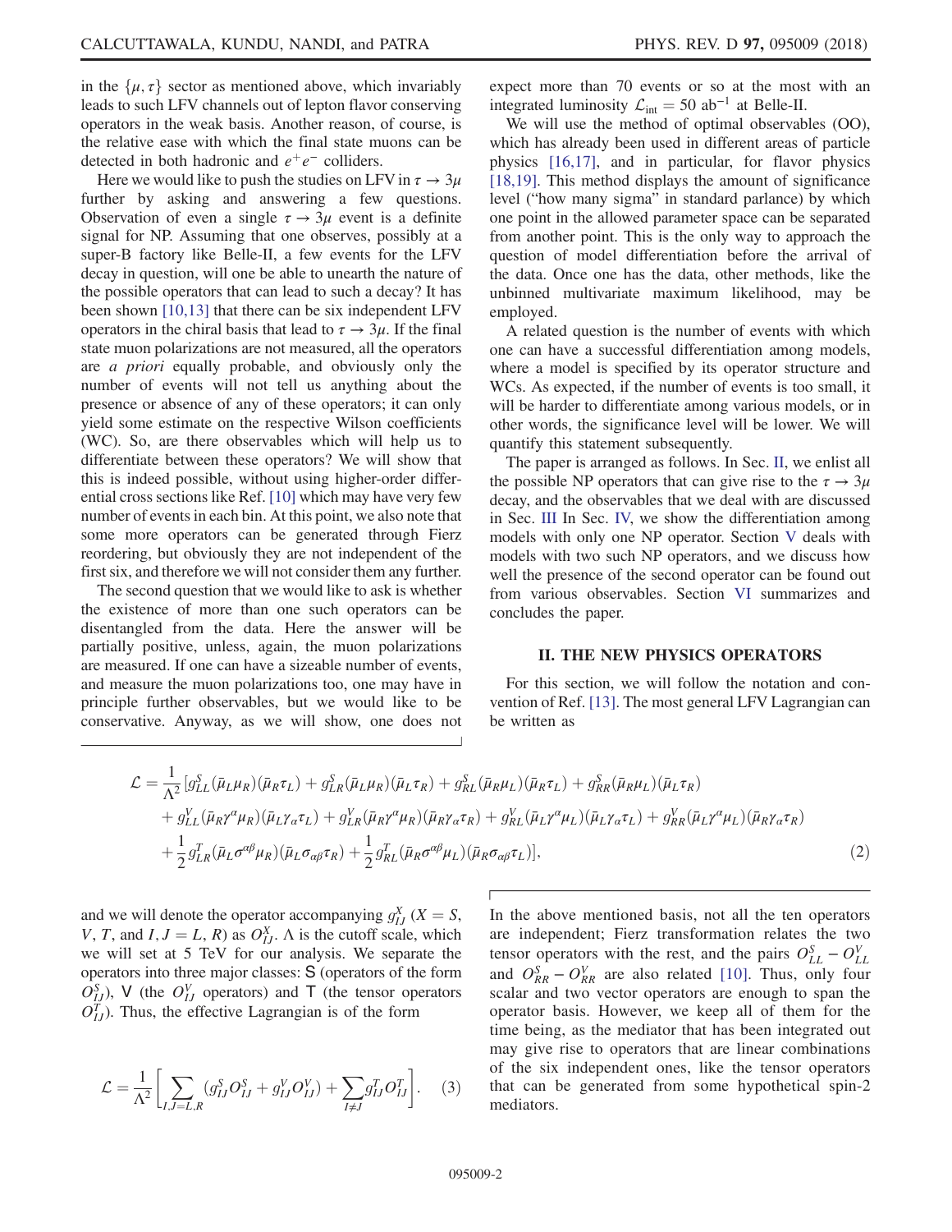in the $\{\mu, \tau\}$ sector as mentioned above, which invariably leads to such LFV channels out of lepton flavor conserving operators in the weak basis. Another reason, of course, is the relative ease with which the final state muons can be detected in both hadronic and $e^+e^-$ colliders.

Here we would like to push the studies on LFV in $\tau \to 3\mu$ further by asking and answering a few questions. Observation of even a single $\tau \to 3\mu$ event is a definite signal for NP. Assuming that one observes, possibly at a super-B factory like Belle-II, a few events for the LFV decay in question, will one be able to unearth the nature of the possible operators that can lead to such a decay? It has been shown [10,13] that there can be six independent LFV operators in the chiral basis that lead to $\tau \to 3\mu$. If the final state muon polarizations are not measured, all the operators are *a priori* equally probable, and obviously only the number of events will not tell us anything about the presence or absence of any of these operators; it can only yield some estimate on the respective Wilson coefficients (WC). So, are there observables which will help us to differentiate between these operators? We will show that this is indeed possible, without using higher-order differential cross sections like Ref. [10] which may have very few number of events in each bin. At this point, we also note that some more operators can be generated through Fierz reordering, but obviously they are not independent of the first six, and therefore we will not consider them any further.

The second question that we would like to ask is whether the existence of more than one such operators can be disentangled from the data. Here the answer will be partially positive, unless, again, the muon polarizations are measured. If one can have a sizeable number of events, and measure the muon polarizations too, one may have in principle further observables, but we would like to be conservative. Anyway, as we will show, one does not expect more than 70 events or so at the most with an integrated luminosity $\mathcal{L}_{\rm int} = 50\ \text{ab}^{-1}$ at Belle-II.

We will use the method of optimal observables (OO), which has already been used in different areas of particle physics [16,17], and in particular, for flavor physics [18,19]. This method displays the amount of significance level ("how many sigma" in standard parlance) by which one point in the allowed parameter space can be separated from another point. This is the only way to approach the question of model differentiation before the arrival of the data. Once one has the data, other methods, like the unbinned multivariate maximum likelihood, may be employed.

A related question is the number of events with which one can have a successful differentiation among models, where a model is specified by its operator structure and WCs. As expected, if the number of events is too small, it will be harder to differentiate among various models, or in other words, the significance level will be lower. We will quantify this statement subsequently.

The paper is arranged as follows. In Sec. II, we enlist all the possible NP operators that can give rise to the $\tau \to 3\mu$ decay, and the observables that we deal with are discussed in Sec. III In Sec. IV, we show the differentiation among models with only one NP operator. Section V deals with models with two such NP operators, and we discuss how well the presence of the second operator can be found out from various observables. Section VI summarizes and concludes the paper.

## II. THE NEW PHYSICS OPERATORS

For this section, we will follow the notation and convention of Ref. [13]. The most general LFV Lagrangian can be written as

$$
\begin{aligned}
\mathcal{L} = \frac{1}{\Lambda^2}\Big[ & g^S_{LL}(\bar{\mu}_L\mu_R)(\bar{\mu}_R\tau_L) + g^S_{LR}(\bar{\mu}_L\mu_R)(\bar{\mu}_L\tau_R) + g^S_{RL}(\bar{\mu}_R\mu_L)(\bar{\mu}_R\tau_L) + g^S_{RR}(\bar{\mu}_R\mu_L)(\bar{\mu}_L\tau_R) \\
& + g^V_{LL}(\bar{\mu}_R\gamma^\alpha\mu_R)(\bar{\mu}_L\gamma_\alpha\tau_L) + g^V_{LR}(\bar{\mu}_R\gamma^\alpha\mu_R)(\bar{\mu}_R\gamma_\alpha\tau_R) + g^V_{RL}(\bar{\mu}_L\gamma^\alpha\mu_L)(\bar{\mu}_L\gamma_\alpha\tau_L) + g^V_{RR}(\bar{\mu}_L\gamma^\alpha\mu_L)(\bar{\mu}_R\gamma_\alpha\tau_R) \\
& + \frac{1}{2}g^T_{LR}(\bar{\mu}_L\sigma^{\alpha\beta}\mu_R)(\bar{\mu}_L\sigma_{\alpha\beta}\tau_R) + \frac{1}{2}g^T_{RL}(\bar{\mu}_R\sigma^{\alpha\beta}\mu_L)(\bar{\mu}_R\sigma_{\alpha\beta}\tau_L)\Big],
\end{aligned}
\tag{2}
$$

and we will denote the operator accompanying $g^X_{IJ}$ ($X = S$, $V$, $T$, and $I, J = L, R$) as $O^X_{IJ}$. $\Lambda$ is the cutoff scale, which we will set at 5 TeV for our analysis. We separate the operators into three major classes: S (operators of the form $O^S_{IJ}$), V (the $O^V_{IJ}$ operators) and T (the tensor operators $O^T_{IJ}$). Thus, the effective Lagrangian is of the form

$$
\mathcal{L} = \frac{1}{\Lambda^2}\left[\sum_{I,J=L,R}(g^S_{IJ}O^S_{IJ} + g^V_{IJ}O^V_{IJ}) + \sum_{I\neq J} g^T_{IJ}O^T_{IJ}\right]. \tag{3}
$$

In the above mentioned basis, not all the ten operators are independent; Fierz transformation relates the two tensor operators with the rest, and the pairs $O^S_{LL} - O^V_{LL}$ and $O^S_{RR} - O^V_{RR}$ are also related [10]. Thus, only four scalar and two vector operators are enough to span the operator basis. However, we keep all of them for the time being, as the mediator that has been integrated out may give rise to operators that are linear combinations of the six independent ones, like the tensor operators that can be generated from some hypothetical spin-2 mediators.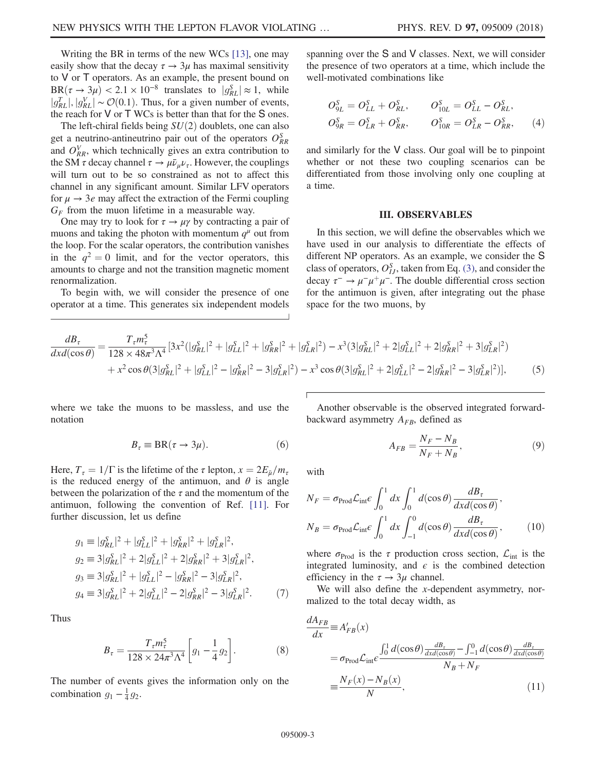Writing the BR in terms of the new WCs [13], one may easily show that the decay $\tau \to 3\mu$ has maximal sensitivity to V or T operators. As an example, the present bound on $\mathrm{BR}(\tau \to 3\mu) < 2.1 \times 10^{-8}$ translates to $|g^S_{RL}| \approx 1$, while $|g^T_{RL}|, |g^V_{RL}| \sim \mathcal{O}(0.1)$. Thus, for a given number of events, the reach for V or T WCs is better than that for the S ones.

The left-chiral fields being $SU(2)$ doublets, one can also get a neutrino-antineutrino pair out of the operators $O^S_{RR}$ and $O^V_{RR}$, which technically gives an extra contribution to the SM $\tau$ decay channel $\tau \to \mu\bar{\nu}_\mu\nu_\tau$. However, the couplings will turn out to be so constrained as not to affect this channel in any significant amount. Similar LFV operators for $\mu \to 3e$ may affect the extraction of the Fermi coupling $G_F$ from the muon lifetime in a measurable way.

One may try to look for $\tau \to \mu\gamma$ by contracting a pair of muons and taking the photon with momentum $q^\mu$ out from the loop. For the scalar operators, the contribution vanishes in the $q^2 = 0$ limit, and for the vector operators, this amounts to charge and not the transition magnetic moment renormalization.

To begin with, we will consider the presence of one operator at a time. This generates six independent models spanning over the S and V classes. Next, we will consider the presence of two operators at a time, which include the well-motivated combinations like

$$
O^S_{9L} = O^S_{LL} + O^S_{RL}, \qquad O^S_{10L} = O^S_{LL} - O^S_{RL},
$$
$$
O^S_{9R} = O^S_{LR} + O^S_{RR}, \qquad O^S_{10R} = O^S_{LR} - O^S_{RR}, \qquad (4)
$$

and similarly for the V class. Our goal will be to pinpoint whether or not these two coupling scenarios can be differentiated from those involving only one coupling at a time.

## III. OBSERVABLES

In this section, we will define the observables which we have used in our analysis to differentiate the effects of different NP operators. As an example, we consider the S class of operators, $O^S_{IJ}$, taken from Eq. (3), and consider the decay $\tau^- \to \mu^-\mu^+\mu^-$. The double differential cross section for the antimuon is given, after integrating out the phase space for the two muons, by

$$
\begin{aligned}
\frac{dB_\tau}{dx d(\cos\theta)} = \frac{T_\tau m_\tau^5}{128 \times 48\pi^3\Lambda^4} [&3x^2(|g^S_{RL}|^2 + |g^S_{LL}|^2 + |g^S_{RR}|^2 + |g^S_{LR}|^2) - x^3(3|g^S_{RL}|^2 + 2|g^S_{LL}|^2 + 2|g^S_{RR}|^2 + 3|g^S_{LR}|^2) \\
&+ x^2\cos\theta(3|g^S_{RL}|^2 + |g^S_{LL}|^2 - |g^S_{RR}|^2 - 3|g^S_{LR}|^2) - x^3\cos\theta(3|g^S_{RL}|^2 + 2|g^S_{LL}|^2 - 2|g^S_{RR}|^2 - 3|g^S_{LR}|^2)], \qquad (5)
\end{aligned}
$$

where we take the muons to be massless, and use the notation

$$
B_\tau \equiv \mathrm{BR}(\tau \to 3\mu). \qquad (6)
$$

Here, $T_\tau = 1/\Gamma$ is the lifetime of the $\tau$ lepton, $x = 2E_{\bar{\mu}}/m_\tau$ is the reduced energy of the antimuon, and $\theta$ is angle between the polarization of the $\tau$ and the momentum of the antimuon, following the convention of Ref. [11]. For further discussion, let us define

$$
\begin{aligned}
g_1 &\equiv |g^S_{RL}|^2 + |g^S_{LL}|^2 + |g^S_{RR}|^2 + |g^S_{LR}|^2, \\
g_2 &\equiv 3|g^S_{RL}|^2 + 2|g^S_{LL}|^2 + 2|g^S_{RR}|^2 + 3|g^S_{LR}|^2, \\
g_3 &\equiv 3|g^S_{RL}|^2 + |g^S_{LL}|^2 - |g^S_{RR}|^2 - 3|g^S_{LR}|^2, \\
g_4 &\equiv 3|g^S_{RL}|^2 + 2|g^S_{LL}|^2 - 2|g^S_{RR}|^2 - 3|g^S_{LR}|^2. \qquad (7)
\end{aligned}
$$

Thus

$$
B_\tau = \frac{T_\tau m_\tau^5}{128 \times 24\pi^3\Lambda^4}\left[g_1 - \frac{1}{4}g_2\right]. \qquad (8)
$$

The number of events gives the information only on the combination $g_1 - \frac{1}{4}g_2$.

Another observable is the observed integrated forward-backward asymmetry $A_{FB}$, defined as

$$
A_{FB} = \frac{N_F - N_B}{N_F + N_B}, \qquad (9)
$$

with

$$
\begin{aligned}
N_F &= \sigma_{\mathrm{Prod}}\mathcal{L}_{\mathrm{int}}\epsilon \int_0^1 dx \int_0^1 d(\cos\theta)\frac{dB_\tau}{dxd(\cos\theta)}, \\
N_B &= \sigma_{\mathrm{Prod}}\mathcal{L}_{\mathrm{int}}\epsilon \int_0^1 dx \int_{-1}^0 d(\cos\theta)\frac{dB_\tau}{dxd(\cos\theta)}, \qquad (10)
\end{aligned}
$$

where $\sigma_{\mathrm{Prod}}$ is the $\tau$ production cross section, $\mathcal{L}_{\mathrm{int}}$ is the integrated luminosity, and $\epsilon$ is the combined detection efficiency in the $\tau \to 3\mu$ channel.

We will also define the $x$-dependent asymmetry, normalized to the total decay width, as

$$
\begin{aligned}
\frac{dA_{FB}}{dx} &\equiv A'_{FB}(x) \\
&= \sigma_{\mathrm{Prod}}\mathcal{L}_{\mathrm{int}}\epsilon\frac{\int_0^1 d(\cos\theta)\frac{dB_\tau}{dxd(\cos\theta)} - \int_{-1}^0 d(\cos\theta)\frac{dB_\tau}{dxd(\cos\theta)}}{N_B + N_F} \\
&\equiv \frac{N_F(x) - N_B(x)}{N}, \qquad (11)
\end{aligned}
$$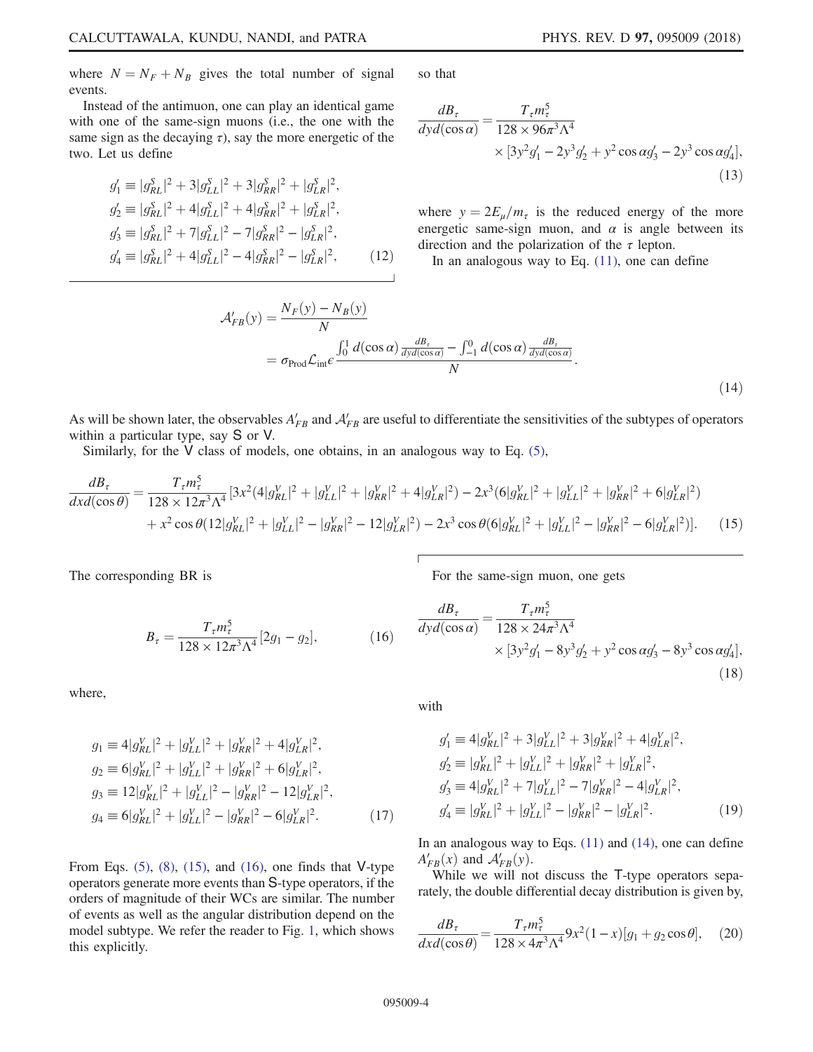where $N = N_F + N_B$ gives the total number of signal events.

Instead of the antimuon, one can play an identical game with one of the same-sign muons (i.e., the one with the same sign as the decaying $\tau$), say the more energetic of the two. Let us define

$$
\begin{aligned}
g'_1 &\equiv |g^S_{RL}|^2 + 3|g^S_{LL}|^2 + 3|g^S_{RR}|^2 + |g^S_{LR}|^2, \\
g'_2 &\equiv |g^S_{RL}|^2 + 4|g^S_{LL}|^2 + 4|g^S_{RR}|^2 + |g^S_{LR}|^2, \\
g'_3 &\equiv |g^S_{RL}|^2 + 7|g^S_{LL}|^2 - 7|g^S_{RR}|^2 - |g^S_{LR}|^2, \\
g'_4 &\equiv |g^S_{RL}|^2 + 4|g^S_{LL}|^2 - 4|g^S_{RR}|^2 - |g^S_{LR}|^2, 
\end{aligned} \tag{12}
$$

so that

$$
\frac{dB_\tau}{dy d(\cos\alpha)} = \frac{T_\tau m_\tau^5}{128 \times 96\pi^3 \Lambda^4} \times [3y^2 g'_1 - 2y^3 g'_2 + y^2 \cos\alpha g'_3 - 2y^3 \cos\alpha g'_4], \tag{13}
$$

where $y = 2E_\mu/m_\tau$ is the reduced energy of the more energetic same-sign muon, and $\alpha$ is angle between its direction and the polarization of the $\tau$ lepton.

In an analogous way to Eq. (11), one can define

$$
\mathcal{A}'_{FB}(y) = \frac{N_F(y) - N_B(y)}{N} = \sigma_{\text{Prod}} \mathcal{L}_{\text{int}} \epsilon \frac{\int_0^1 d(\cos\alpha) \frac{dB_\tau}{dy d(\cos\alpha)} - \int_{-1}^0 d(\cos\alpha) \frac{dB_\tau}{dy d(\cos\alpha)}}{N}. \tag{14}
$$

As will be shown later, the observables $A'_{FB}$ and $\mathcal{A}'_{FB}$ are useful to differentiate the sensitivities of the subtypes of operators within a particular type, say S or V.

Similarly, for the V class of models, one obtains, in an analogous way to Eq. (5),

$$
\begin{aligned}
\frac{dB_\tau}{dx d(\cos\theta)} = \frac{T_\tau m_\tau^5}{128 \times 12\pi^3 \Lambda^4} &[3x^2(4|g^V_{RL}|^2 + |g^V_{LL}|^2 + |g^V_{RR}|^2 + 4|g^V_{LR}|^2) - 2x^3(6|g^V_{RL}|^2 + |g^V_{LL}|^2 + |g^V_{RR}|^2 + 6|g^V_{LR}|^2) \\
&+ x^2 \cos\theta(12|g^V_{RL}|^2 + |g^V_{LL}|^2 - |g^V_{RR}|^2 - 12|g^V_{LR}|^2) - 2x^3 \cos\theta(6|g^V_{RL}|^2 + |g^V_{LL}|^2 - |g^V_{RR}|^2 - 6|g^V_{LR}|^2)].
\end{aligned} \tag{15}
$$

The corresponding BR is

$$
B_\tau = \frac{T_\tau m_\tau^5}{128 \times 12\pi^3 \Lambda^4} [2g_1 - g_2], \tag{16}
$$

where,

$$
\begin{aligned}
g_1 &\equiv 4|g^V_{RL}|^2 + |g^V_{LL}|^2 + |g^V_{RR}|^2 + 4|g^V_{LR}|^2, \\
g_2 &\equiv 6|g^V_{RL}|^2 + |g^V_{LL}|^2 + |g^V_{RR}|^2 + 6|g^V_{LR}|^2, \\
g_3 &\equiv 12|g^V_{RL}|^2 + |g^V_{LL}|^2 - |g^V_{RR}|^2 - 12|g^V_{LR}|^2, \\
g_4 &\equiv 6|g^V_{RL}|^2 + |g^V_{LL}|^2 - |g^V_{RR}|^2 - 6|g^V_{LR}|^2.
\end{aligned} \tag{17}
$$

From Eqs. (5), (8), (15), and (16), one finds that V-type operators generate more events than S-type operators, if the orders of magnitude of their WCs are similar. The number of events as well as the angular distribution depend on the model subtype. We refer the reader to Fig. 1, which shows this explicitly.

For the same-sign muon, one gets

$$
\frac{dB_\tau}{dy d(\cos\alpha)} = \frac{T_\tau m_\tau^5}{128 \times 24\pi^3 \Lambda^4} \times [3y^2 g'_1 - 8y^3 g'_2 + y^2 \cos\alpha g'_3 - 8y^3 \cos\alpha g'_4], \tag{18}
$$

with

$$
\begin{aligned}
g'_1 &\equiv 4|g^V_{RL}|^2 + 3|g^V_{LL}|^2 + 3|g^V_{RR}|^2 + 4|g^V_{LR}|^2, \\
g'_2 &\equiv |g^V_{RL}|^2 + |g^V_{LL}|^2 + |g^V_{RR}|^2 + |g^V_{LR}|^2, \\
g'_3 &\equiv 4|g^V_{RL}|^2 + 7|g^V_{LL}|^2 - 7|g^V_{RR}|^2 - 4|g^V_{LR}|^2, \\
g'_4 &\equiv |g^V_{RL}|^2 + |g^V_{LL}|^2 - |g^V_{RR}|^2 - |g^V_{LR}|^2.
\end{aligned} \tag{19}
$$

In an analogous way to Eqs. (11) and (14), one can define $A'_{FB}(x)$ and $\mathcal{A}'_{FB}(y)$.

While we will not discuss the T-type operators separately, the double differential decay distribution is given by,

$$
\frac{dB_\tau}{dx d(\cos\theta)} = \frac{T_\tau m_\tau^5}{128 \times 4\pi^3 \Lambda^4} 9x^2(1-x)[g_1 + g_2 \cos\theta], \tag{20}
$$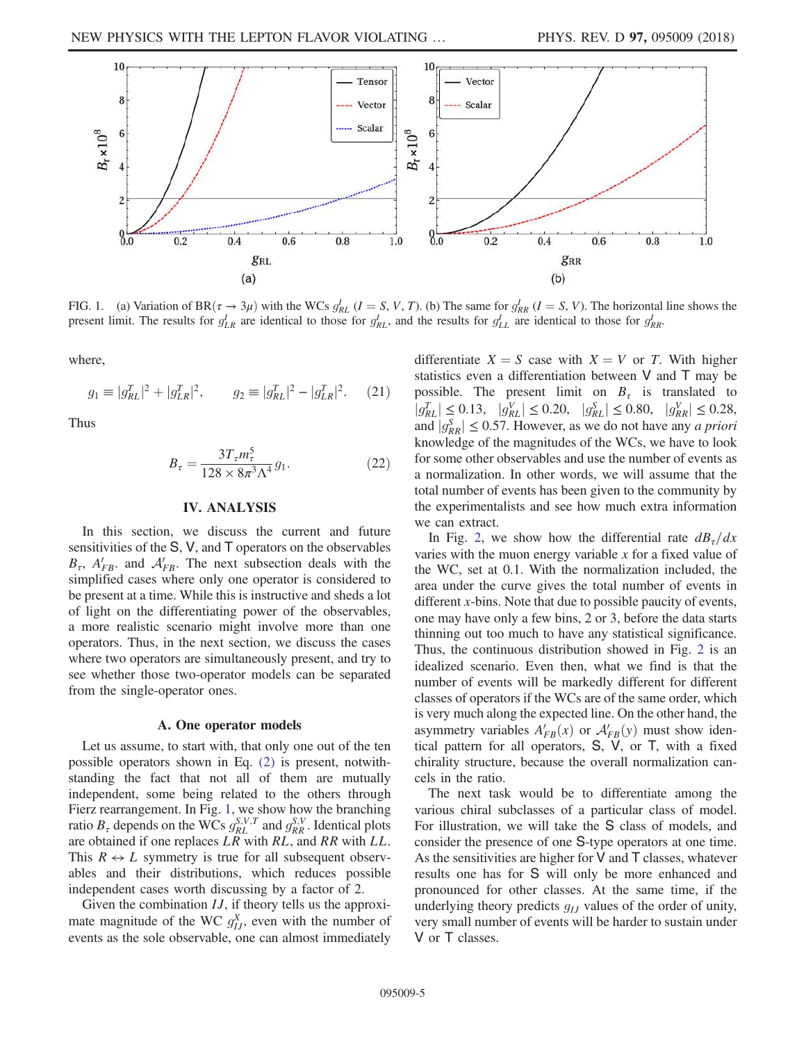FIG. 1. (a) Variation of $\mathrm{BR}(\tau \to 3\mu)$ with the WCs $g^I_{RL}$ ($I = S, V, T$). (b) The same for $g^I_{RR}$ ($I = S, V$). The horizontal line shows the present limit. The results for $g^I_{LR}$ are identical to those for $g^I_{RL}$, and the results for $g^I_{LL}$ are identical to those for $g^I_{RR}$.

where,

$$g_1 \equiv |g^T_{RL}|^2 + |g^T_{LR}|^2, \qquad g_2 \equiv |g^T_{RL}|^2 - |g^T_{LR}|^2. \tag{21}$$

Thus

$$B_\tau = \frac{3T_\tau m_\tau^5}{128 \times 8\pi^3 \Lambda^4} g_1. \tag{22}$$

## IV. ANALYSIS

In this section, we discuss the current and future sensitivities of the S, V, and T operators on the observables $B_\tau$, $A'_{FB}$, and $\mathcal{A}'_{FB}$. The next subsection deals with the simplified cases where only one operator is considered to be present at a time. While this is instructive and sheds a lot of light on the differentiating power of the observables, a more realistic scenario might involve more than one operators. Thus, in the next section, we discuss the cases where two operators are simultaneously present, and try to see whether those two-operator models can be separated from the single-operator ones.

### A. One operator models

Let us assume, to start with, that only one out of the ten possible operators shown in Eq. (2) is present, notwithstanding the fact that not all of them are mutually independent, some being related to the others through Fierz rearrangement. In Fig. 1, we show how the branching ratio $B_\tau$ depends on the WCs $g^{S,V,T}_{RL}$ and $g^{S,V}_{RR}$. Identical plots are obtained if one replaces $LR$ with $RL$, and $RR$ with $LL$. This $R \leftrightarrow L$ symmetry is true for all subsequent observables and their distributions, which reduces possible independent cases worth discussing by a factor of 2.

Given the combination $IJ$, if theory tells us the approximate magnitude of the WC $g^X_{IJ}$, even with the number of events as the sole observable, one can almost immediately differentiate $X = S$ case with $X = V$ or $T$. With higher statistics even a differentiation between V and T may be possible. The present limit on $B_\tau$ is translated to $|g^T_{RL}| \leq 0.13$, $|g^V_{RL}| \leq 0.20$, $|g^S_{RL}| \leq 0.80$, $|g^V_{RR}| \leq 0.28$, and $|g^S_{RR}| \leq 0.57$. However, as we do not have any *a priori* knowledge of the magnitudes of the WCs, we have to look for some other observables and use the number of events as a normalization. In other words, we will assume that the total number of events has been given to the community by the experimentalists and see how much extra information we can extract.

In Fig. 2, we show how the differential rate $dB_\tau/dx$ varies with the muon energy variable $x$ for a fixed value of the WC, set at 0.1. With the normalization included, the area under the curve gives the total number of events in different $x$-bins. Note that due to possible paucity of events, one may have only a few bins, 2 or 3, before the data starts thinning out too much to have any statistical significance. Thus, the continuous distribution showed in Fig. 2 is an idealized scenario. Even then, what we find is that the number of events will be markedly different for different classes of operators if the WCs are of the same order, which is very much along the expected line. On the other hand, the asymmetry variables $A'_{FB}(x)$ or $\mathcal{A}'_{FB}(y)$ must show identical pattern for all operators, S, V, or T, with a fixed chirality structure, because the overall normalization cancels in the ratio.

The next task would be to differentiate among the various chiral subclasses of a particular class of model. For illustration, we will take the S class of models, and consider the presence of one S-type operators at one time. As the sensitivities are higher for V and T classes, whatever results one has for S will only be more enhanced and pronounced for other classes. At the same time, if the underlying theory predicts $g_{IJ}$ values of the order of unity, very small number of events will be harder to sustain under V or T classes.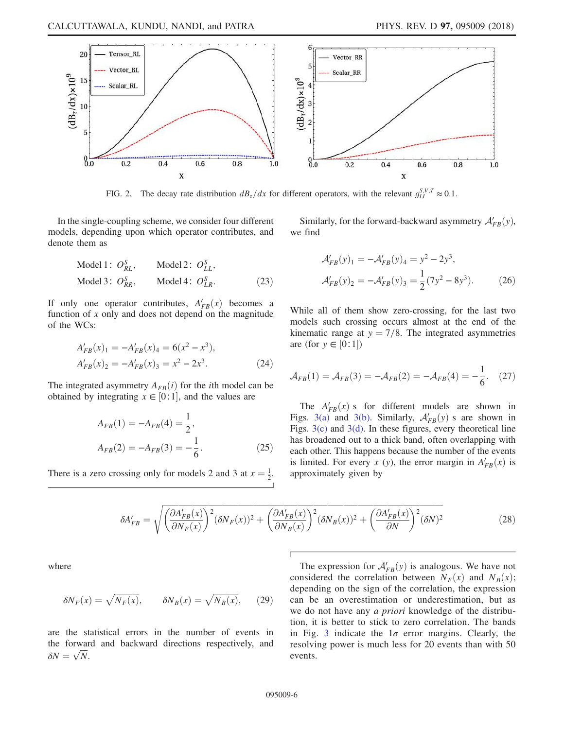FIG. 2. The decay rate distribution $dB_\tau/dx$ for different operators, with the relevant $g_{IJ}^{S,V,T} \approx 0.1$.

In the single-coupling scheme, we consider four different models, depending upon which operator contributes, and denote them as

$$\text{Model 1: } O_{RL}^S, \qquad \text{Model 2: } O_{LL}^S,$$
$$\text{Model 3: } O_{RR}^S, \qquad \text{Model 4: } O_{LR}^S. \tag{23}$$

If only one operator contributes, $A'_{FB}(x)$ becomes a function of $x$ only and does not depend on the magnitude of the WCs:

$$A'_{FB}(x)_1 = -A'_{FB}(x)_4 = 6(x^2 - x^3),$$
$$A'_{FB}(x)_2 = -A'_{FB}(x)_3 = x^2 - 2x^3. \tag{24}$$

The integrated asymmetry $A_{FB}(i)$ for the $i$th model can be obtained by integrating $x \in [0:1]$, and the values are

$$A_{FB}(1) = -A_{FB}(4) = \frac{1}{2},$$
$$A_{FB}(2) = -A_{FB}(3) = -\frac{1}{6}. \tag{25}$$

There is a zero crossing only for models 2 and 3 at $x = \frac{1}{2}$.

Similarly, for the forward-backward asymmetry $\mathcal{A}'_{FB}(y)$, we find

$$\mathcal{A}'_{FB}(y)_1 = -\mathcal{A}'_{FB}(y)_4 = y^2 - 2y^3,$$
$$\mathcal{A}'_{FB}(y)_2 = -\mathcal{A}'_{FB}(y)_3 = \frac{1}{2}(7y^2 - 8y^3). \tag{26}$$

While all of them show zero-crossing, for the last two models such crossing occurs almost at the end of the kinematic range at $y = 7/8$. The integrated asymmetries are (for $y \in [0:1]$)

$$\mathcal{A}_{FB}(1) = \mathcal{A}_{FB}(3) = -\mathcal{A}_{FB}(2) = -\mathcal{A}_{FB}(4) = -\frac{1}{6}. \tag{27}$$

The $A'_{FB}(x)$ s for different models are shown in Figs. 3(a) and 3(b). Similarly, $\mathcal{A}'_{FB}(y)$ s are shown in Figs. 3(c) and 3(d). In these figures, every theoretical line has broadened out to a thick band, often overlapping with each other. This happens because the number of the events is limited. For every $x$ ($y$), the error margin in $A'_{FB}(x)$ is approximately given by

$$\delta A'_{FB} = \sqrt{\left(\frac{\partial A'_{FB}(x)}{\partial N_F(x)}\right)^2 (\delta N_F(x))^2 + \left(\frac{\partial A'_{FB}(x)}{\partial N_B(x)}\right)^2 (\delta N_B(x))^2 + \left(\frac{\partial A'_{FB}(x)}{\partial N}\right)^2 (\delta N)^2} \tag{28}$$

where

$$\delta N_F(x) = \sqrt{N_F(x)}, \qquad \delta N_B(x) = \sqrt{N_B(x)}, \tag{29}$$

are the statistical errors in the number of events in the forward and backward directions respectively, and $\delta N = \sqrt{N}$.

The expression for $\mathcal{A}'_{FB}(y)$ is analogous. We have not considered the correlation between $N_F(x)$ and $N_B(x)$; depending on the sign of the correlation, the expression can be an overestimation or underestimation, but as we do not have any *a priori* knowledge of the distribution, it is better to stick to zero correlation. The bands in Fig. 3 indicate the $1\sigma$ error margins. Clearly, the resolving power is much less for 20 events than with 50 events.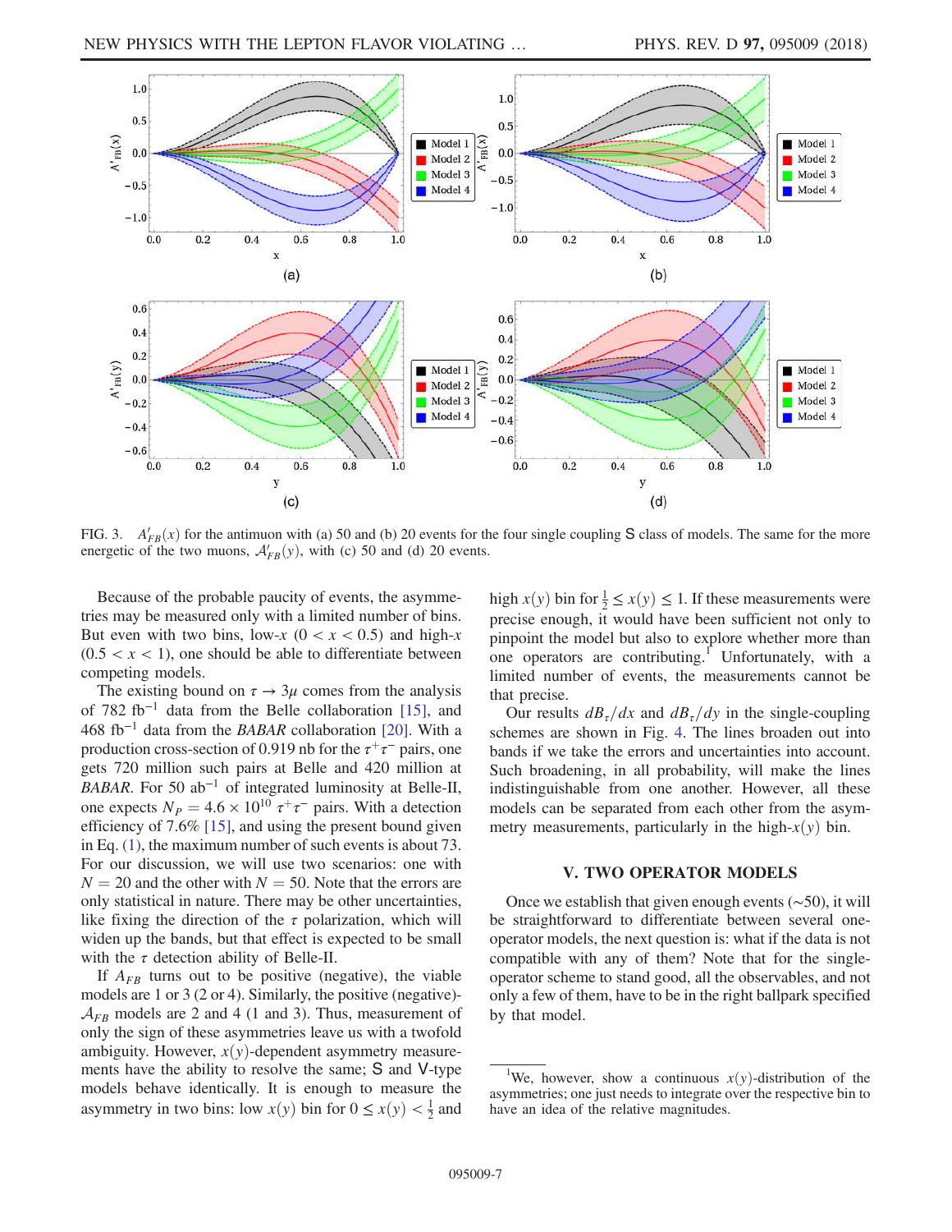FIG. 3. $A'_{FB}(x)$ for the antimuon with (a) 50 and (b) 20 events for the four single coupling S class of models. The same for the more energetic of the two muons, $\mathcal{A}'_{FB}(y)$, with (c) 50 and (d) 20 events.

Because of the probable paucity of events, the asymmetries may be measured only with a limited number of bins. But even with two bins, low-$x$ ($0 < x < 0.5$) and high-$x$ ($0.5 < x < 1$), one should be able to differentiate between competing models.

The existing bound on $\tau \to 3\mu$ comes from the analysis of 782 fb$^{-1}$ data from the Belle collaboration [15], and 468 fb$^{-1}$ data from the *BABAR* collaboration [20]. With a production cross-section of 0.919 nb for the $\tau^+\tau^-$ pairs, one gets 720 million such pairs at Belle and 420 million at *BABAR*. For 50 ab$^{-1}$ of integrated luminosity at Belle-II, one expects $N_P = 4.6 \times 10^{10}$ $\tau^+\tau^-$ pairs. With a detection efficiency of 7.6% [15], and using the present bound given in Eq. (1), the maximum number of such events is about 73. For our discussion, we will use two scenarios: one with $N = 20$ and the other with $N = 50$. Note that the errors are only statistical in nature. There may be other uncertainties, like fixing the direction of the $\tau$ polarization, which will widen up the bands, but that effect is expected to be small with the $\tau$ detection ability of Belle-II.

If $A_{FB}$ turns out to be positive (negative), the viable models are 1 or 3 (2 or 4). Similarly, the positive (negative)-$\mathcal{A}_{FB}$ models are 2 and 4 (1 and 3). Thus, measurement of only the sign of these asymmetries leave us with a twofold ambiguity. However, $x(y)$-dependent asymmetry measurements have the ability to resolve the same; S and V-type models behave identically. It is enough to measure the asymmetry in two bins: low $x(y)$ bin for $0 \le x(y) < \frac{1}{2}$ and high $x(y)$ bin for $\frac{1}{2} \le x(y) \le 1$. If these measurements were precise enough, it would have been sufficient not only to pinpoint the model but also to explore whether more than one operators are contributing.[1] Unfortunately, with a limited number of events, the measurements cannot be that precise.

Our results $dB_\tau/dx$ and $dB_\tau/dy$ in the single-coupling schemes are shown in Fig. 4. The lines broaden out into bands if we take the errors and uncertainties into account. Such broadening, in all probability, will make the lines indistinguishable from one another. However, all these models can be separated from each other from the asymmetry measurements, particularly in the high-$x(y)$ bin.

## V. TWO OPERATOR MODELS

Once we establish that given enough events ($\sim$50), it will be straightforward to differentiate between several one-operator models, the next question is: what if the data is not compatible with any of them? Note that for the single-operator scheme to stand good, all the observables, and not only a few of them, have to be in the right ballpark specified by that model.

[1] We, however, show a continuous $x(y)$-distribution of the asymmetries; one just needs to integrate over the respective bin to have an idea of the relative magnitudes.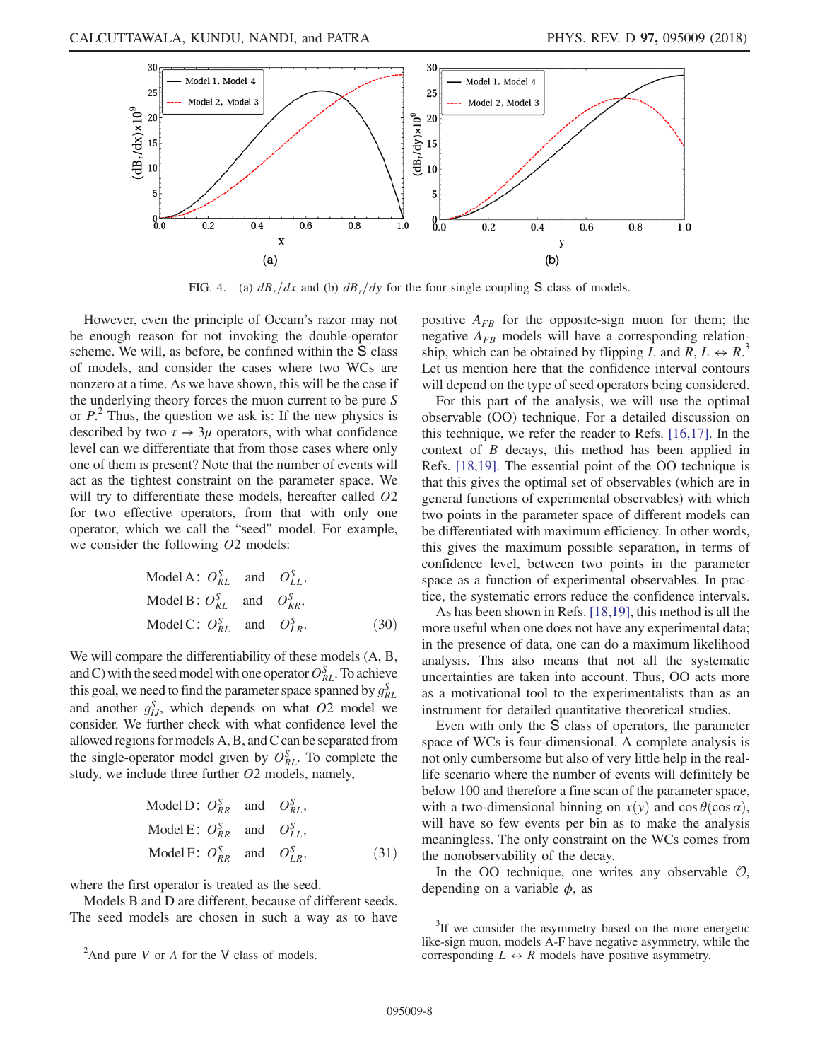FIG. 4. (a) $dB_\tau/dx$ and (b) $dB_\tau/dy$ for the four single coupling S class of models.

However, even the principle of Occam's razor may not be enough reason for not invoking the double-operator scheme. We will, as before, be confined within the S class of models, and consider the cases where two WCs are nonzero at a time. As we have shown, this will be the case if the underlying theory forces the muon current to be pure $S$ or $P$.[2] Thus, the question we ask is: If the new physics is described by two $\tau \to 3\mu$ operators, with what confidence level can we differentiate that from those cases where only one of them is present? Note that the number of events will act as the tightest constraint on the parameter space. We will try to differentiate these models, hereafter called $O2$ for two effective operators, from that with only one operator, which we call the "seed" model. For example, we consider the following $O2$ models:

$$
\begin{aligned}
&\text{Model A: } O^S_{RL} \quad \text{and} \quad O^S_{LL}, \\
&\text{Model B: } O^S_{RL} \quad \text{and} \quad O^S_{RR}, \\
&\text{Model C: } O^S_{RL} \quad \text{and} \quad O^S_{LR}.
\end{aligned} \tag{30}
$$

We will compare the differentiability of these models (A, B, and C) with the seed model with one operator $O^S_{RL}$. To achieve this goal, we need to find the parameter space spanned by $g^S_{RL}$ and another $g^S_{IJ}$, which depends on what $O2$ model we consider. We further check with what confidence level the allowed regions for models A, B, and C can be separated from the single-operator model given by $O^S_{RL}$. To complete the study, we include three further $O2$ models, namely,

$$
\begin{aligned}
&\text{Model D: } O^S_{RR} \quad \text{and} \quad O^S_{RL}, \\
&\text{Model E: } O^S_{RR} \quad \text{and} \quad O^S_{LL}, \\
&\text{Model F: } O^S_{RR} \quad \text{and} \quad O^S_{LR},
\end{aligned} \tag{31}
$$

where the first operator is treated as the seed.

Models B and D are different, because of different seeds. The seed models are chosen in such a way as to have positive $A_{FB}$ for the opposite-sign muon for them; the negative $A_{FB}$ models will have a corresponding relationship, which can be obtained by flipping $L$ and $R$, $L \leftrightarrow R$.[3] Let us mention here that the confidence interval contours will depend on the type of seed operators being considered.

For this part of the analysis, we will use the optimal observable (OO) technique. For a detailed discussion on this technique, we refer the reader to Refs. [16,17]. In the context of $B$ decays, this method has been applied in Refs. [18,19]. The essential point of the OO technique is that this gives the optimal set of observables (which are in general functions of experimental observables) with which two points in the parameter space of different models can be differentiated with maximum efficiency. In other words, this gives the maximum possible separation, in terms of confidence level, between two points in the parameter space as a function of experimental observables. In practice, the systematic errors reduce the confidence intervals.

As has been shown in Refs. [18,19], this method is all the more useful when one does not have any experimental data; in the presence of data, one can do a maximum likelihood analysis. This also means that not all the systematic uncertainties are taken into account. Thus, OO acts more as a motivational tool to the experimentalists than as an instrument for detailed quantitative theoretical studies.

Even with only the S class of operators, the parameter space of WCs is four-dimensional. A complete analysis is not only cumbersome but also of very little help in the real-life scenario where the number of events will definitely be below 100 and therefore a fine scan of the parameter space, with a two-dimensional binning on $x(y)$ and $\cos\theta(\cos\alpha)$, will have so few events per bin as to make the analysis meaningless. The only constraint on the WCs comes from the nonobservability of the decay.

In the OO technique, one writes any observable $\mathcal{O}$, depending on a variable $\phi$, as

---

[2] And pure $V$ or $A$ for the V class of models.

[3] If we consider the asymmetry based on the more energetic like-sign muon, models A-F have negative asymmetry, while the corresponding $L \leftrightarrow R$ models have positive asymmetry.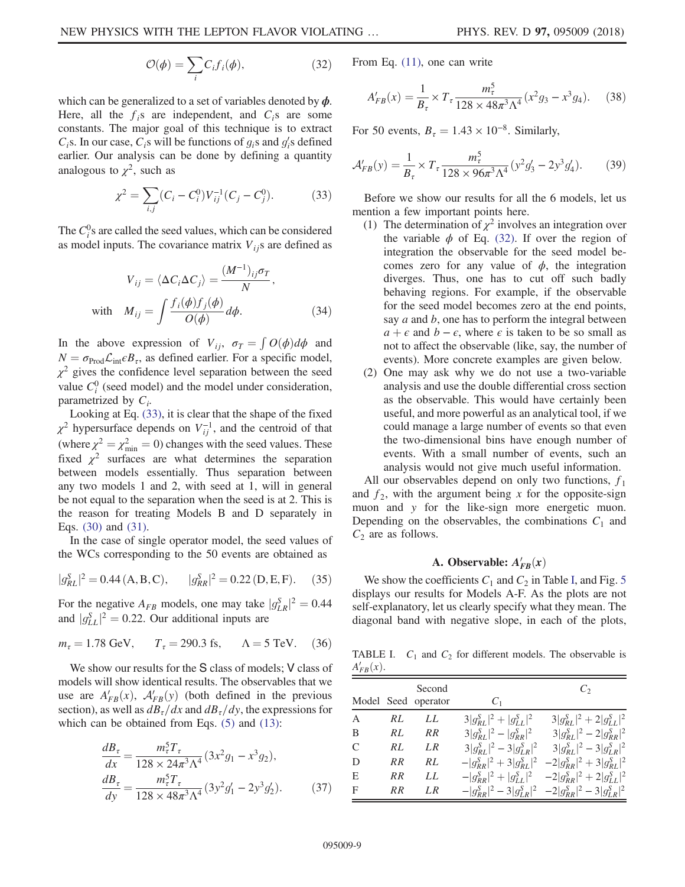$$\mathcal{O}(\phi) = \sum_i C_i f_i(\phi), \tag{32}$$

which can be generalized to a set of variables denoted by $\boldsymbol{\phi}$. Here, all the $f_i$s are independent, and $C_i$s are some constants. The major goal of this technique is to extract $C_i$s. In our case, $C_i$s will be functions of $g_i$s and $g_i'$s defined earlier. Our analysis can be done by defining a quantity analogous to $\chi^2$, such as

$$\chi^2 = \sum_{i,j} (C_i - C_i^0) V_{ij}^{-1} (C_j - C_j^0). \tag{33}$$

The $C_i^0$s are called the seed values, which can be considered as model inputs. The covariance matrix $V_{ij}$s are defined as

$$V_{ij} = \langle \Delta C_i \Delta C_j \rangle = \frac{(M^{-1})_{ij} \sigma_T}{N},$$
$$\text{with} \quad M_{ij} = \int \frac{f_i(\phi) f_j(\phi)}{O(\phi)} d\phi. \tag{34}$$

In the above expression of $V_{ij}$, $\sigma_T = \int O(\phi) d\phi$ and $N = \sigma_{\rm Prod} \mathcal{L}_{\rm int} \epsilon B_\tau$, as defined earlier. For a specific model, $\chi^2$ gives the confidence level separation between the seed value $C_i^0$ (seed model) and the model under consideration, parametrized by $C_i$.

Looking at Eq. (33), it is clear that the shape of the fixed $\chi^2$ hypersurface depends on $V_{ij}^{-1}$, and the centroid of that (where $\chi^2 = \chi^2_{\rm min} = 0$) changes with the seed values. These fixed $\chi^2$ surfaces are what determines the separation between models essentially. Thus separation between any two models 1 and 2, with seed at 1, will in general be not equal to the separation when the seed is at 2. This is the reason for treating Models B and D separately in Eqs. (30) and (31).

In the case of single operator model, the seed values of the WCs corresponding to the 50 events are obtained as

$$|g^S_{RL}|^2 = 0.44\,(\mathrm{A,B,C}), \qquad |g^S_{RR}|^2 = 0.22\,(\mathrm{D,E,F}). \tag{35}$$

For the negative $A_{FB}$ models, one may take $|g^S_{LR}|^2 = 0.44$ and $|g^S_{LL}|^2 = 0.22$. Our additional inputs are

$$m_\tau = 1.78\ \mathrm{GeV}, \qquad T_\tau = 290.3\ \mathrm{fs}, \qquad \Lambda = 5\ \mathrm{TeV}. \tag{36}$$

We show our results for the S class of models; V class of models will show identical results. The observables that we use are $A'_{FB}(x)$, $\mathcal{A}'_{FB}(y)$ (both defined in the previous section), as well as $dB_\tau/dx$ and $dB_\tau/dy$, the expressions for which can be obtained from Eqs. (5) and (13):

$$\frac{dB_\tau}{dx} = \frac{m_\tau^5 T_\tau}{128 \times 24\pi^3 \Lambda^4} (3x^2 g_1 - x^3 g_2),$$
$$\frac{dB_\tau}{dy} = \frac{m_\tau^5 T_\tau}{128 \times 48\pi^3 \Lambda^4} (3y^2 g_1' - 2y^3 g_2'). \tag{37}$$

From Eq. (11), one can write

$$A'_{FB}(x) = \frac{1}{B_\tau} \times T_\tau \frac{m_\tau^5}{128 \times 48\pi^3 \Lambda^4} (x^2 g_3 - x^3 g_4). \tag{38}$$

For 50 events, $B_\tau = 1.43 \times 10^{-8}$. Similarly,

$$\mathcal{A}'_{FB}(y) = \frac{1}{B_\tau} \times T_\tau \frac{m_\tau^5}{128 \times 96\pi^3 \Lambda^4} (y^2 g_3' - 2y^3 g_4'). \tag{39}$$

Before we show our results for all the 6 models, let us mention a few important points here.

(1) The determination of $\chi^2$ involves an integration over the variable $\phi$ of Eq. (32). If over the region of integration the observable for the seed model becomes zero for any value of $\phi$, the integration diverges. Thus, one has to cut off such badly behaving regions. For example, if the observable for the seed model becomes zero at the end points, say $a$ and $b$, one has to perform the integral between $a + \epsilon$ and $b - \epsilon$, where $\epsilon$ is taken to be so small as not to affect the observable (like, say, the number of events). More concrete examples are given below.

(2) One may ask why we do not use a two-variable analysis and use the double differential cross section as the observable. This would have certainly been useful, and more powerful as an analytical tool, if we could manage a large number of events so that even the two-dimensional bins have enough number of events. With a small number of events, such an analysis would not give much useful information.

All our observables depend on only two functions, $f_1$ and $f_2$, with the argument being $x$ for the opposite-sign muon and $y$ for the like-sign more energetic muon. Depending on the observables, the combinations $C_1$ and $C_2$ are as follows.

### A. Observable: $A'_{FB}(x)$

We show the coefficients $C_1$ and $C_2$ in Table I, and Fig. 5 displays our results for Models A-F. As the plots are not self-explanatory, let us clearly specify what they mean. The diagonal band with negative slope, in each of the plots,

TABLE I. $C_1$ and $C_2$ for different models. The observable is $A'_{FB}(x)$.

| Model | Seed | Second operator | $C_1$ | $C_2$ |
|---|---|---|---|---|
| A | $RL$ | $LL$ | $3\lvert g^S_{RL}\rvert^2 + \lvert g^S_{LL}\rvert^2$ | $3\lvert g^S_{RL}\rvert^2 + 2\lvert g^S_{LL}\rvert^2$ |
| B | $RL$ | $RR$ | $3\lvert g^S_{RL}\rvert^2 - \lvert g^S_{RR}\rvert^2$ | $3\lvert g^S_{RL}\rvert^2 - 2\lvert g^S_{RR}\rvert^2$ |
| C | $RL$ | $LR$ | $3\lvert g^S_{RL}\rvert^2 - 3\lvert g^S_{LR}\rvert^2$ | $3\lvert g^S_{RL}\rvert^2 - 3\lvert g^S_{LR}\rvert^2$ |
| D | $RR$ | $RL$ | $-\lvert g^S_{RR}\rvert^2 + 3\lvert g^S_{RL}\rvert^2$ | $-2\lvert g^S_{RR}\rvert^2 + 3\lvert g^S_{RL}\rvert^2$ |
| E | $RR$ | $LL$ | $-\lvert g^S_{RR}\rvert^2 + \lvert g^S_{LL}\rvert^2$ | $-2\lvert g^S_{RR}\rvert^2 + 2\lvert g^S_{LL}\rvert^2$ |
| F | $RR$ | $LR$ | $-\lvert g^S_{RR}\rvert^2 - 3\lvert g^S_{LR}\rvert^2$ | $-2\lvert g^S_{RR}\rvert^2 - 3\lvert g^S_{LR}\rvert^2$ |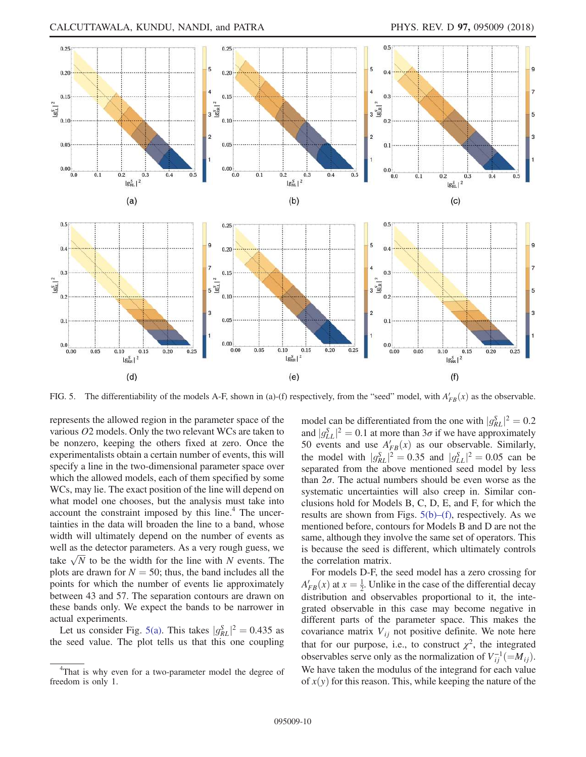FIG. 5. The differentiability of the models A-F, shown in (a)-(f) respectively, from the "seed" model, with $A'_{FB}(x)$ as the observable.

represents the allowed region in the parameter space of the various $O2$ models. Only the two relevant WCs are taken to be nonzero, keeping the others fixed at zero. Once the experimentalists obtain a certain number of events, this will specify a line in the two-dimensional parameter space over which the allowed models, each of them specified by some WCs, may lie. The exact position of the line will depend on what model one chooses, but the analysis must take into account the constraint imposed by this line.[4] The uncertainties in the data will broaden the line to a band, whose width will ultimately depend on the number of events as well as the detector parameters. As a very rough guess, we take $\sqrt{N}$ to be the width for the line with $N$ events. The plots are drawn for $N = 50$; thus, the band includes all the points for which the number of events lie approximately between 43 and 57. The separation contours are drawn on these bands only. We expect the bands to be narrower in actual experiments.

Let us consider Fig. 5(a). This takes $|g^S_{RL}|^2 = 0.435$ as the seed value. The plot tells us that this one coupling model can be differentiated from the one with $|g^S_{RL}|^2 = 0.2$ and $|g^S_{LL}|^2 = 0.1$ at more than $3\sigma$ if we have approximately 50 events and use $A'_{FB}(x)$ as our observable. Similarly, the model with $|g^S_{RL}|^2 = 0.35$ and $|g^S_{LL}|^2 = 0.05$ can be separated from the above mentioned seed model by less than $2\sigma$. The actual numbers should be even worse as the systematic uncertainties will also creep in. Similar conclusions hold for Models B, C, D, E, and F, for which the results are shown from Figs. 5(b)–(f), respectively. As we mentioned before, contours for Models B and D are not the same, although they involve the same set of operators. This is because the seed is different, which ultimately controls the correlation matrix.

For models D-F, the seed model has a zero crossing for $A'_{FB}(x)$ at $x = \frac{1}{2}$. Unlike in the case of the differential decay distribution and observables proportional to it, the integrated observable in this case may become negative in different parts of the parameter space. This makes the covariance matrix $V_{ij}$ not positive definite. We note here that for our purpose, i.e., to construct $\chi^2$, the integrated observables serve only as the normalization of $V^{-1}_{ij}(=M_{ij})$. We have taken the modulus of the integrand for each value of $x(y)$ for this reason. This, while keeping the nature of the

[4] That is why even for a two-parameter model the degree of freedom is only 1.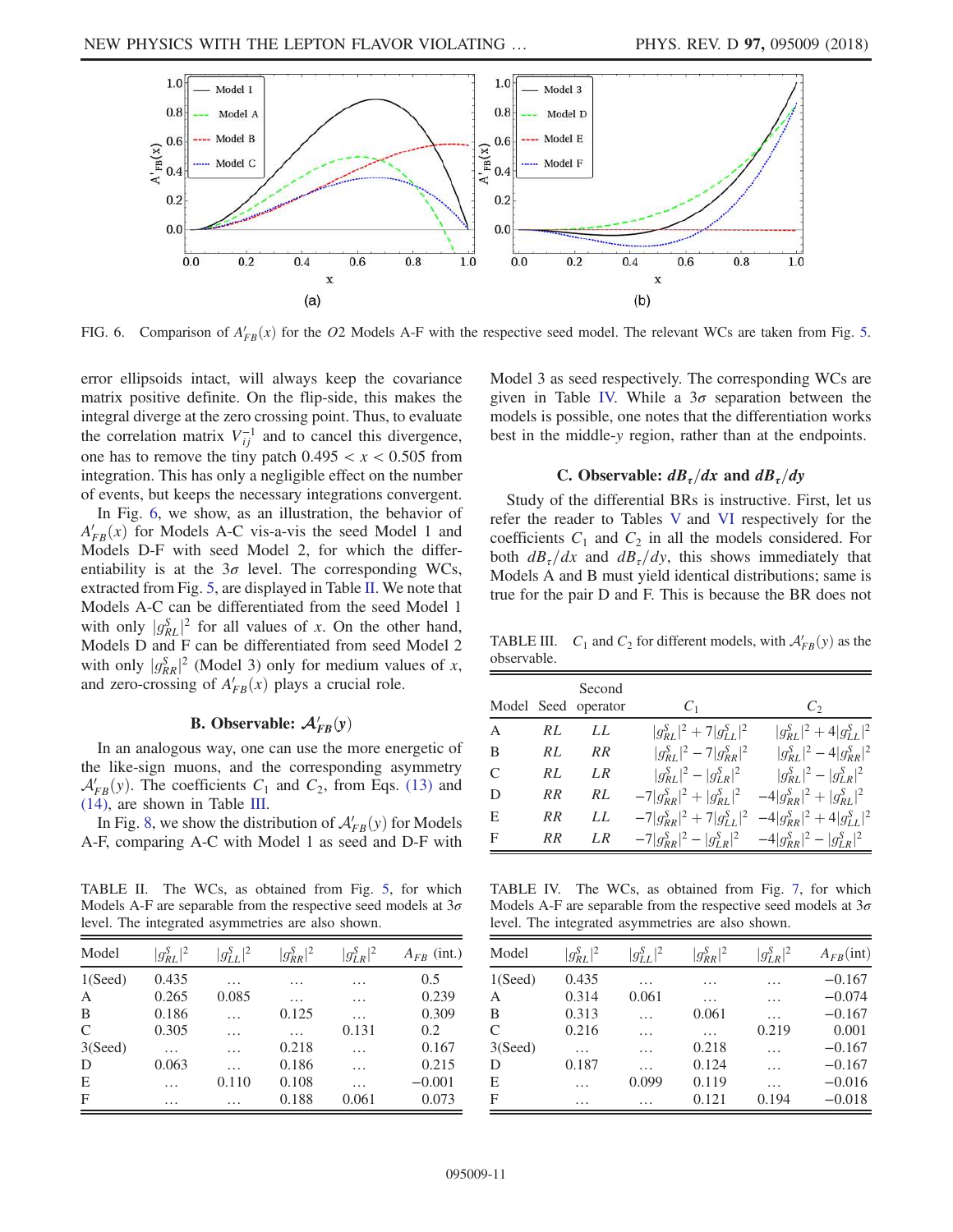FIG. 6. Comparison of $A'_{FB}(x)$ for the $O2$ Models A-F with the respective seed model. The relevant WCs are taken from Fig. 5.

error ellipsoids intact, will always keep the covariance matrix positive definite. On the flip-side, this makes the integral diverge at the zero crossing point. Thus, to evaluate the correlation matrix $V_{ij}^{-1}$ and to cancel this divergence, one has to remove the tiny patch $0.495 < x < 0.505$ from integration. This has only a negligible effect on the number of events, but keeps the necessary integrations convergent.

In Fig. 6, we show, as an illustration, the behavior of $A'_{FB}(x)$ for Models A-C vis-a-vis the seed Model 1 and Models D-F with seed Model 2, for which the differentiability is at the $3\sigma$ level. The corresponding WCs, extracted from Fig. 5, are displayed in Table II. We note that Models A-C can be differentiated from the seed Model 1 with only $|g^S_{RL}|^2$ for all values of $x$. On the other hand, Models D and F can be differentiated from seed Model 2 with only $|g^S_{RR}|^2$ (Model 3) only for medium values of $x$, and zero-crossing of $A'_{FB}(x)$ plays a crucial role.

### B. Observable: $\mathcal{A}'_{FB}(y)$

In an analogous way, one can use the more energetic of the like-sign muons, and the corresponding asymmetry $\mathcal{A}'_{FB}(y)$. The coefficients $C_1$ and $C_2$, from Eqs. (13) and (14), are shown in Table III.

In Fig. 8, we show the distribution of $\mathcal{A}'_{FB}(y)$ for Models A-F, comparing A-C with Model 1 as seed and D-F with Model 3 as seed respectively. The corresponding WCs are given in Table IV. While a $3\sigma$ separation between the models is possible, one notes that the differentiation works best in the middle-$y$ region, rather than at the endpoints.

### C. Observable: $dB_\tau/dx$ and $dB_\tau/dy$

Study of the differential BRs is instructive. First, let us refer the reader to Tables V and VI respectively for the coefficients $C_1$ and $C_2$ in all the models considered. For both $dB_\tau/dx$ and $dB_\tau/dy$, this shows immediately that Models A and B must yield identical distributions; same is true for the pair D and F. This is because the BR does not

TABLE II. The WCs, as obtained from Fig. 5, for which Models A-F are separable from the respective seed models at $3\sigma$ level. The integrated asymmetries are also shown.

| Model | $\lvert g^S_{RL}\rvert^2$ | $\lvert g^S_{LL}\rvert^2$ | $\lvert g^S_{RR}\rvert^2$ | $\lvert g^S_{LR}\rvert^2$ | $A_{FB}$ (int.) |
|---|---|---|---|---|---|
| 1(Seed) | 0.435 | … | … | … | 0.5 |
| A | 0.265 | 0.085 | … | … | 0.239 |
| B | 0.186 | … | 0.125 | … | 0.309 |
| C | 0.305 | … | … | 0.131 | 0.2 |
| 3(Seed) | … | … | 0.218 | … | 0.167 |
| D | 0.063 | … | 0.186 | … | 0.215 |
| E | … | 0.110 | 0.108 | … | −0.001 |
| F | … | … | 0.188 | 0.061 | 0.073 |

TABLE III. $C_1$ and $C_2$ for different models, with $\mathcal{A}'_{FB}(y)$ as the observable.

| Model | Seed | Second operator | $C_1$ | $C_2$ |
|---|---|---|---|---|
| A | $RL$ | $LL$ | $\lvert g^S_{RL}\rvert^2 + 7\lvert g^S_{LL}\rvert^2$ | $\lvert g^S_{RL}\rvert^2 + 4\lvert g^S_{LL}\rvert^2$ |
| B | $RL$ | $RR$ | $\lvert g^S_{RL}\rvert^2 - 7\lvert g^S_{RR}\rvert^2$ | $\lvert g^S_{RL}\rvert^2 - 4\lvert g^S_{RR}\rvert^2$ |
| C | $RL$ | $LR$ | $\lvert g^S_{RL}\rvert^2 - \lvert g^S_{LR}\rvert^2$ | $\lvert g^S_{RL}\rvert^2 - \lvert g^S_{LR}\rvert^2$ |
| D | $RR$ | $RL$ | $-7\lvert g^S_{RR}\rvert^2 + \lvert g^S_{RL}\rvert^2$ | $-4\lvert g^S_{RR}\rvert^2 + \lvert g^S_{RL}\rvert^2$ |
| E | $RR$ | $LL$ | $-7\lvert g^S_{RR}\rvert^2 + 7\lvert g^S_{LL}\rvert^2$ | $-4\lvert g^S_{RR}\rvert^2 + 4\lvert g^S_{LL}\rvert^2$ |
| F | $RR$ | $LR$ | $-7\lvert g^S_{RR}\rvert^2 - \lvert g^S_{LR}\rvert^2$ | $-4\lvert g^S_{RR}\rvert^2 - \lvert g^S_{LR}\rvert^2$ |

TABLE IV. The WCs, as obtained from Fig. 7, for which Models A-F are separable from the respective seed models at $3\sigma$ level. The integrated asymmetries are also shown.

| Model | $\lvert g^S_{RL}\rvert^2$ | $\lvert g^S_{LL}\rvert^2$ | $\lvert g^S_{RR}\rvert^2$ | $\lvert g^S_{LR}\rvert^2$ | $A_{FB}$(int) |
|---|---|---|---|---|---|
| 1(Seed) | 0.435 | … | … | … | −0.167 |
| A | 0.314 | 0.061 | … | … | −0.074 |
| B | 0.313 | … | 0.061 | … | −0.167 |
| C | 0.216 | … | … | 0.219 | 0.001 |
| 3(Seed) | … | … | 0.218 | … | −0.167 |
| D | 0.187 | … | 0.124 | … | −0.167 |
| E | … | 0.099 | 0.119 | … | −0.016 |
| F | … | … | 0.121 | 0.194 | −0.018 |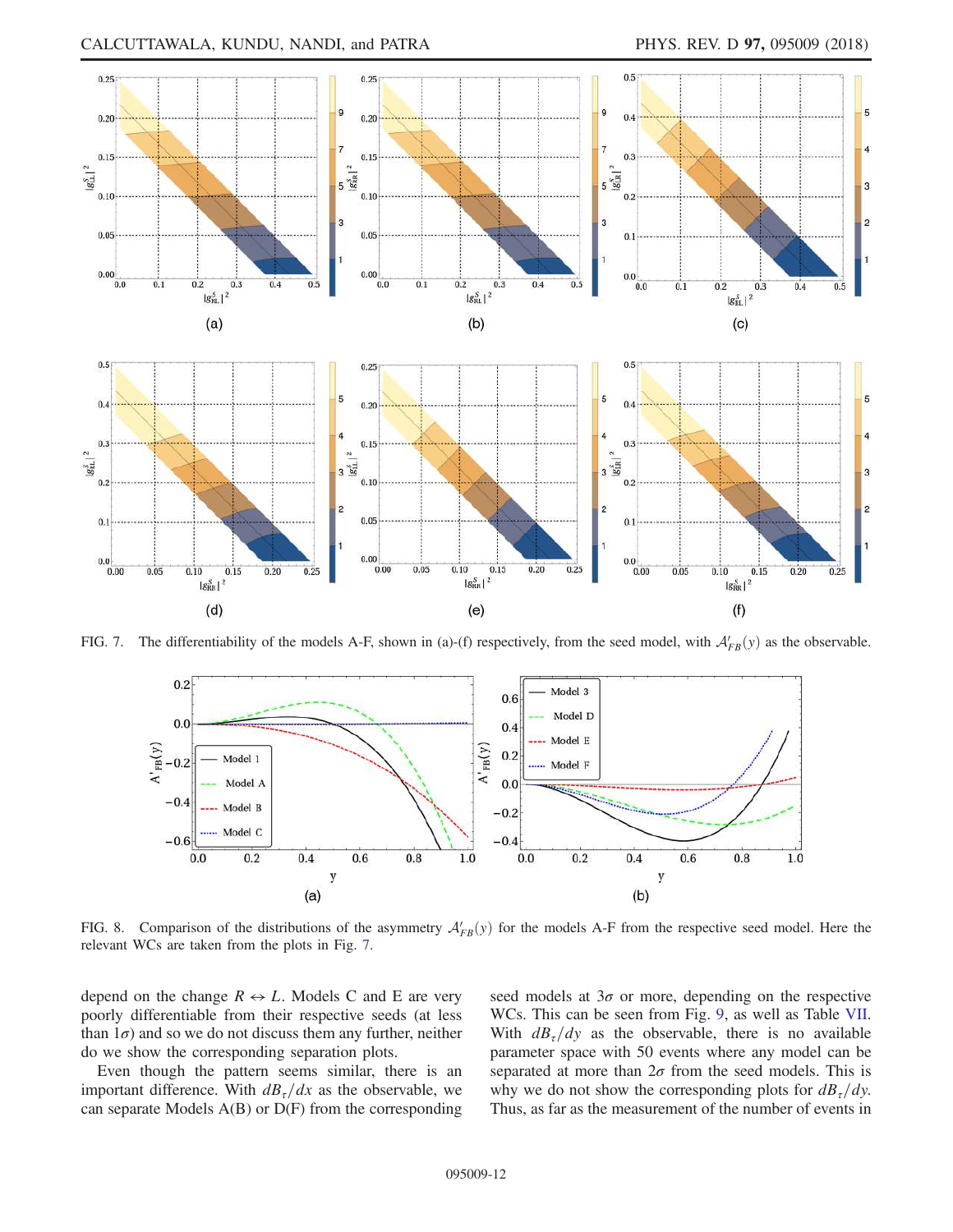FIG. 7. The differentiability of the models A-F, shown in (a)-(f) respectively, from the seed model, with $\mathcal{A}'_{FB}(y)$ as the observable.

FIG. 8. Comparison of the distributions of the asymmetry $\mathcal{A}'_{FB}(y)$ for the models A-F from the respective seed model. Here the relevant WCs are taken from the plots in Fig. 7.

depend on the change $R \leftrightarrow L$. Models C and E are very poorly differentiable from their respective seeds (at less than $1\sigma$) and so we do not discuss them any further, neither do we show the corresponding separation plots.

Even though the pattern seems similar, there is an important difference. With $dB_\tau/dx$ as the observable, we can separate Models A(B) or D(F) from the corresponding seed models at $3\sigma$ or more, depending on the respective WCs. This can be seen from Fig. 9, as well as Table VII. With $dB_\tau/dy$ as the observable, there is no available parameter space with 50 events where any model can be separated at more than $2\sigma$ from the seed models. This is why we do not show the corresponding plots for $dB_\tau/dy$. Thus, as far as the measurement of the number of events in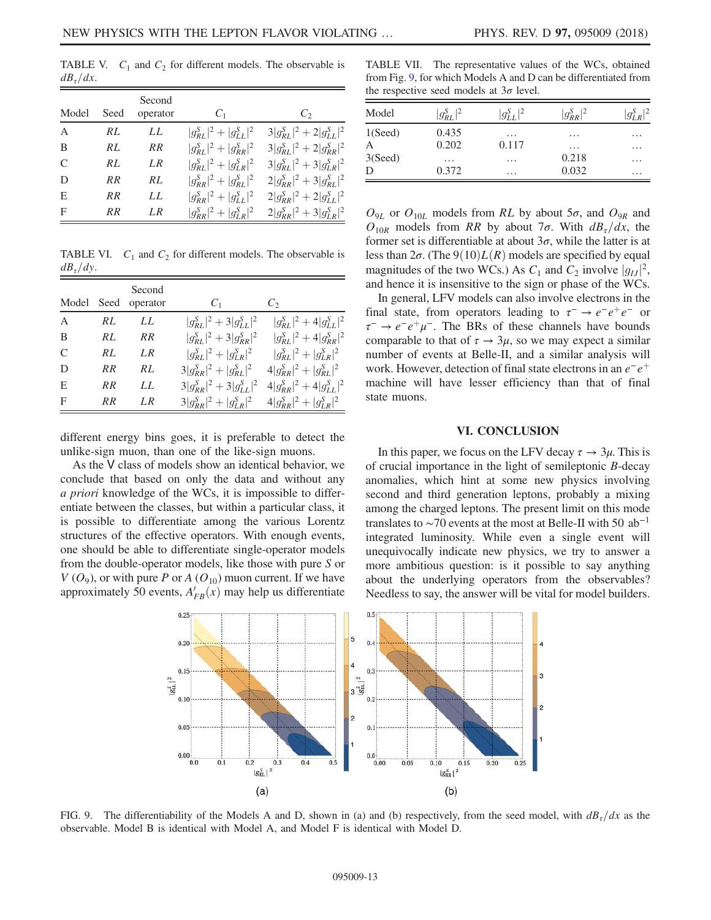TABLE V. $C_1$ and $C_2$ for different models. The observable is $dB_\tau/dx$.

| Model | Seed | Second operator | $C_1$ | $C_2$ |
|---|---|---|---|---|
| A | $RL$ | $LL$ | $\lvert g_{RL}^S\rvert^2 + \lvert g_{LL}^S\rvert^2$ | $3\lvert g_{RL}^S\rvert^2 + 2\lvert g_{LL}^S\rvert^2$ |
| B | $RL$ | $RR$ | $\lvert g_{RL}^S\rvert^2 + \lvert g_{RR}^S\rvert^2$ | $3\lvert g_{RL}^S\rvert^2 + 2\lvert g_{RR}^S\rvert^2$ |
| C | $RL$ | $LR$ | $\lvert g_{RL}^S\rvert^2 + \lvert g_{LR}^S\rvert^2$ | $3\lvert g_{RL}^S\rvert^2 + 3\lvert g_{LR}^S\rvert^2$ |
| D | $RR$ | $RL$ | $\lvert g_{RR}^S\rvert^2 + \lvert g_{RL}^S\rvert^2$ | $2\lvert g_{RR}^S\rvert^2 + 3\lvert g_{RL}^S\rvert^2$ |
| E | $RR$ | $LL$ | $\lvert g_{RR}^S\rvert^2 + \lvert g_{LL}^S\rvert^2$ | $2\lvert g_{RR}^S\rvert^2 + 2\lvert g_{LL}^S\rvert^2$ |
| F | $RR$ | $LR$ | $\lvert g_{RR}^S\rvert^2 + \lvert g_{LR}^S\rvert^2$ | $2\lvert g_{RR}^S\rvert^2 + 3\lvert g_{LR}^S\rvert^2$ |

TABLE VI. $C_1$ and $C_2$ for different models. The observable is $dB_\tau/dy$.

| Model | Seed | Second operator | $C_1$ | $C_2$ |
|---|---|---|---|---|
| A | $RL$ | $LL$ | $\lvert g_{RL}^S\rvert^2 + 3\lvert g_{LL}^S\rvert^2$ | $\lvert g_{RL}^S\rvert^2 + 4\lvert g_{LL}^S\rvert^2$ |
| B | $RL$ | $RR$ | $\lvert g_{RL}^S\rvert^2 + 3\lvert g_{RR}^S\rvert^2$ | $\lvert g_{RL}^S\rvert^2 + 4\lvert g_{RR}^S\rvert^2$ |
| C | $RL$ | $LR$ | $\lvert g_{RL}^S\rvert^2 + \lvert g_{LR}^S\rvert^2$ | $\lvert g_{RL}^S\rvert^2 + \lvert g_{LR}^S\rvert^2$ |
| D | $RR$ | $RL$ | $3\lvert g_{RR}^S\rvert^2 + \lvert g_{RL}^S\rvert^2$ | $4\lvert g_{RR}^S\rvert^2 + \lvert g_{RL}^S\rvert^2$ |
| E | $RR$ | $LL$ | $3\lvert g_{RR}^S\rvert^2 + 3\lvert g_{LL}^S\rvert^2$ | $4\lvert g_{RR}^S\rvert^2 + 4\lvert g_{LL}^S\rvert^2$ |
| F | $RR$ | $LR$ | $3\lvert g_{RR}^S\rvert^2 + \lvert g_{LR}^S\rvert^2$ | $4\lvert g_{RR}^S\rvert^2 + \lvert g_{LR}^S\rvert^2$ |

different energy bins goes, it is preferable to detect the unlike-sign muon, than one of the like-sign muons.

As the V class of models show an identical behavior, we conclude that based on only the data and without any *a priori* knowledge of the WCs, it is impossible to differentiate between the classes, but within a particular class, it is possible to differentiate among the various Lorentz structures of the effective operators. With enough events, one should be able to differentiate single-operator models from the double-operator models, like those with pure $S$ or $V$ ($O_9$), or with pure $P$ or $A$ ($O_{10}$) muon current. If we have approximately 50 events, $A'_{FB}(x)$ may help us differentiate $O_{9L}$ or $O_{10L}$ models from $RL$ by about $5\sigma$, and $O_{9R}$ and $O_{10R}$ models from $RR$ by about $7\sigma$. With $dB_\tau/dx$, the former set is differentiable at about $3\sigma$, while the latter is at less than $2\sigma$. (The $9(10)L(R)$ models are specified by equal magnitudes of the two WCs.) As $C_1$ and $C_2$ involve $|g_{IJ}|^2$, and hence it is insensitive to the sign or phase of the WCs.

In general, LFV models can also involve electrons in the final state, from operators leading to $\tau^- \to e^- e^+ e^-$ or $\tau^- \to e^- e^+ \mu^-$. The BRs of these channels have bounds comparable to that of $\tau \to 3\mu$, so we may expect a similar number of events at Belle-II, and a similar analysis will work. However, detection of final state electrons in an $e^- e^+$ machine will have lesser efficiency than that of final state muons.

TABLE VII. The representative values of the WCs, obtained from Fig. 9, for which Models A and D can be differentiated from the respective seed models at $3\sigma$ level.

| Model | $\lvert g_{RL}^S\rvert^2$ | $\lvert g_{LL}^S\rvert^2$ | $\lvert g_{RR}^S\rvert^2$ | $\lvert g_{LR}^S\rvert^2$ |
|---|---|---|---|---|
| 1(Seed) | 0.435 | … | … | … |
| A | 0.202 | 0.117 | … | … |
| 3(Seed) | … | … | 0.218 | … |
| D | 0.372 | … | 0.032 | … |

## VI. CONCLUSION

In this paper, we focus on the LFV decay $\tau \to 3\mu$. This is of crucial importance in the light of semileptonic $B$-decay anomalies, which hint at some new physics involving second and third generation leptons, probably a mixing among the charged leptons. The present limit on this mode translates to $\sim 70$ events at the most at Belle-II with 50 $\mathrm{ab}^{-1}$ integrated luminosity. While even a single event will unequivocally indicate new physics, we try to answer a more ambitious question: is it possible to say anything about the underlying operators from the observables? Needless to say, the answer will be vital for model builders.

FIG. 9. The differentiability of the Models A and D, shown in (a) and (b) respectively, from the seed model, with $dB_\tau/dx$ as the observable. Model B is identical with Model A, and Model F is identical with Model D.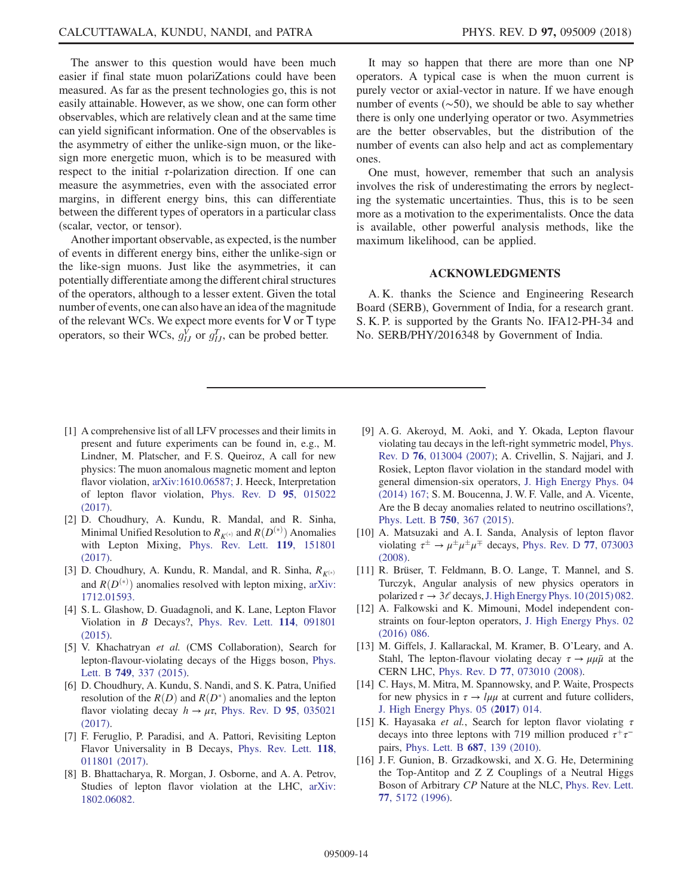The answer to this question would have been much easier if final state muon polariZations could have been measured. As far as the present technologies go, this is not easily attainable. However, as we show, one can form other observables, which are relatively clean and at the same time can yield significant information. One of the observables is the asymmetry of either the unlike-sign muon, or the like-sign more energetic muon, which is to be measured with respect to the initial $\tau$-polarization direction. If one can measure the asymmetries, even with the associated error margins, in different energy bins, this can differentiate between the different types of operators in a particular class (scalar, vector, or tensor).

Another important observable, as expected, is the number of events in different energy bins, either the unlike-sign or the like-sign muons. Just like the asymmetries, it can potentially differentiate among the different chiral structures of the operators, although to a lesser extent. Given the total number of events, one can also have an idea of the magnitude of the relevant WCs. We expect more events for V or T type operators, so their WCs, $g^V_{IJ}$ or $g^T_{IJ}$, can be probed better.

It may so happen that there are more than one NP operators. A typical case is when the muon current is purely vector or axial-vector in nature. If we have enough number of events ($\sim$50), we should be able to say whether there is only one underlying operator or two. Asymmetries are the better observables, but the distribution of the number of events can also help and act as complementary ones.

One must, however, remember that such an analysis involves the risk of underestimating the errors by neglecting the systematic uncertainties. Thus, this is to be seen more as a motivation to the experimentalists. Once the data is available, other powerful analysis methods, like the maximum likelihood, can be applied.

## ACKNOWLEDGMENTS

A. K. thanks the Science and Engineering Research Board (SERB), Government of India, for a research grant. S. K. P. is supported by the Grants No. IFA12-PH-34 and No. SERB/PHY/2016348 by Government of India.

---

[1] A comprehensive list of all LFV processes and their limits in present and future experiments can be found in, e.g., M. Lindner, M. Platscher, and F. S. Queiroz, A call for new physics: The muon anomalous magnetic moment and lepton flavor violation, arXiv:1610.06587; J. Heeck, Interpretation of lepton flavor violation, Phys. Rev. D **95**, 015022 (2017).

[2] D. Choudhury, A. Kundu, R. Mandal, and R. Sinha, Minimal Unified Resolution to $R_{K^{(*)}}$ and $R(D^{(*)})$ Anomalies with Lepton Mixing, Phys. Rev. Lett. **119**, 151801 (2017).

[3] D. Choudhury, A. Kundu, R. Mandal, and R. Sinha, $R_{K^{(*)}}$ and $R(D^{(*)})$ anomalies resolved with lepton mixing, arXiv: 1712.01593.

[4] S. L. Glashow, D. Guadagnoli, and K. Lane, Lepton Flavor Violation in $B$ Decays?, Phys. Rev. Lett. **114**, 091801 (2015).

[5] V. Khachatryan *et al.* (CMS Collaboration), Search for lepton-flavour-violating decays of the Higgs boson, Phys. Lett. B **749**, 337 (2015).

[6] D. Choudhury, A. Kundu, S. Nandi, and S. K. Patra, Unified resolution of the $R(D)$ and $R(D^*)$ anomalies and the lepton flavor violating decay $h \to \mu\tau$, Phys. Rev. D **95**, 035021 (2017).

[7] F. Feruglio, P. Paradisi, and A. Pattori, Revisiting Lepton Flavor Universality in B Decays, Phys. Rev. Lett. **118**, 011801 (2017).

[8] B. Bhattacharya, R. Morgan, J. Osborne, and A. A. Petrov, Studies of lepton flavor violation at the LHC, arXiv: 1802.06082.

[9] A. G. Akeroyd, M. Aoki, and Y. Okada, Lepton flavour violating tau decays in the left-right symmetric model, Phys. Rev. D **76**, 013004 (2007); A. Crivellin, S. Najjari, and J. Rosiek, Lepton flavor violation in the standard model with general dimension-six operators, J. High Energy Phys. 04 (2014) 167; S. M. Boucenna, J. W. F. Valle, and A. Vicente, Are the B decay anomalies related to neutrino oscillations?, Phys. Lett. B **750**, 367 (2015).

[10] A. Matsuzaki and A. I. Sanda, Analysis of lepton flavor violating $\tau^\pm \to \mu^\pm\mu^\pm\mu^\mp$ decays, Phys. Rev. D **77**, 073003 (2008).

[11] R. Brüser, T. Feldmann, B. O. Lange, T. Mannel, and S. Turczyk, Angular analysis of new physics operators in polarized $\tau \to 3\ell$ decays, J. High Energy Phys. 10 (2015) 082.

[12] A. Falkowski and K. Mimouni, Model independent constraints on four-lepton operators, J. High Energy Phys. 02 (2016) 086.

[13] M. Giffels, J. Kallarackal, M. Kramer, B. O'Leary, and A. Stahl, The lepton-flavour violating decay $\tau \to \mu\mu\bar{\mu}$ at the CERN LHC, Phys. Rev. D **77**, 073010 (2008).

[14] C. Hays, M. Mitra, M. Spannowsky, and P. Waite, Prospects for new physics in $\tau \to l\mu\mu$ at current and future colliders, J. High Energy Phys. 05 (**2017**) 014.

[15] K. Hayasaka *et al.*, Search for lepton flavor violating $\tau$ decays into three leptons with 719 million produced $\tau^+\tau^-$ pairs, Phys. Lett. B **687**, 139 (2010).

[16] J. F. Gunion, B. Grzadkowski, and X. G. He, Determining the Top-Antitop and Z Z Couplings of a Neutral Higgs Boson of Arbitrary *CP* Nature at the NLC, Phys. Rev. Lett. **77**, 5172 (1996).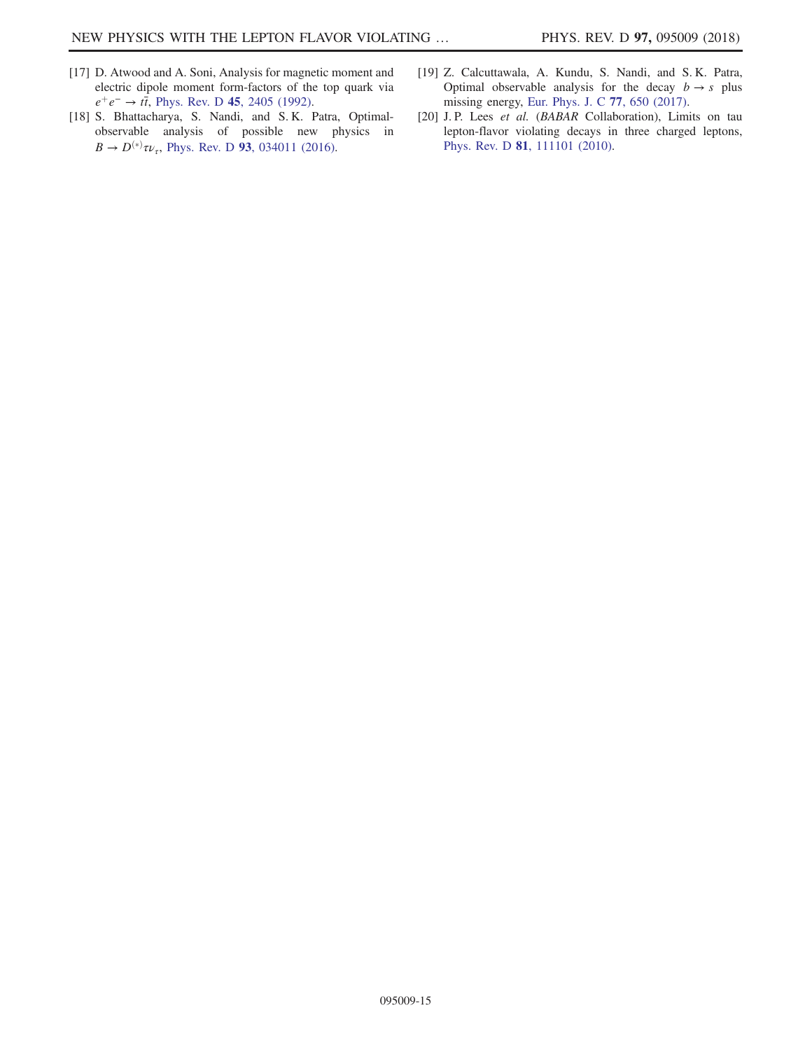[17] D. Atwood and A. Soni, Analysis for magnetic moment and electric dipole moment form-factors of the top quark via $e^+e^- \to t\bar{t}$, Phys. Rev. D **45**, 2405 (1992).

[18] S. Bhattacharya, S. Nandi, and S. K. Patra, Optimal-observable analysis of possible new physics in $B \to D^{(*)}\tau\nu_\tau$, Phys. Rev. D **93**, 034011 (2016).

[19] Z. Calcuttawala, A. Kundu, S. Nandi, and S. K. Patra, Optimal observable analysis for the decay $b \to s$ plus missing energy, Eur. Phys. J. C **77**, 650 (2017).

[20] J. P. Lees *et al.* (*BABAR* Collaboration), Limits on tau lepton-flavor violating decays in three charged leptons, Phys. Rev. D **81**, 111101 (2010).